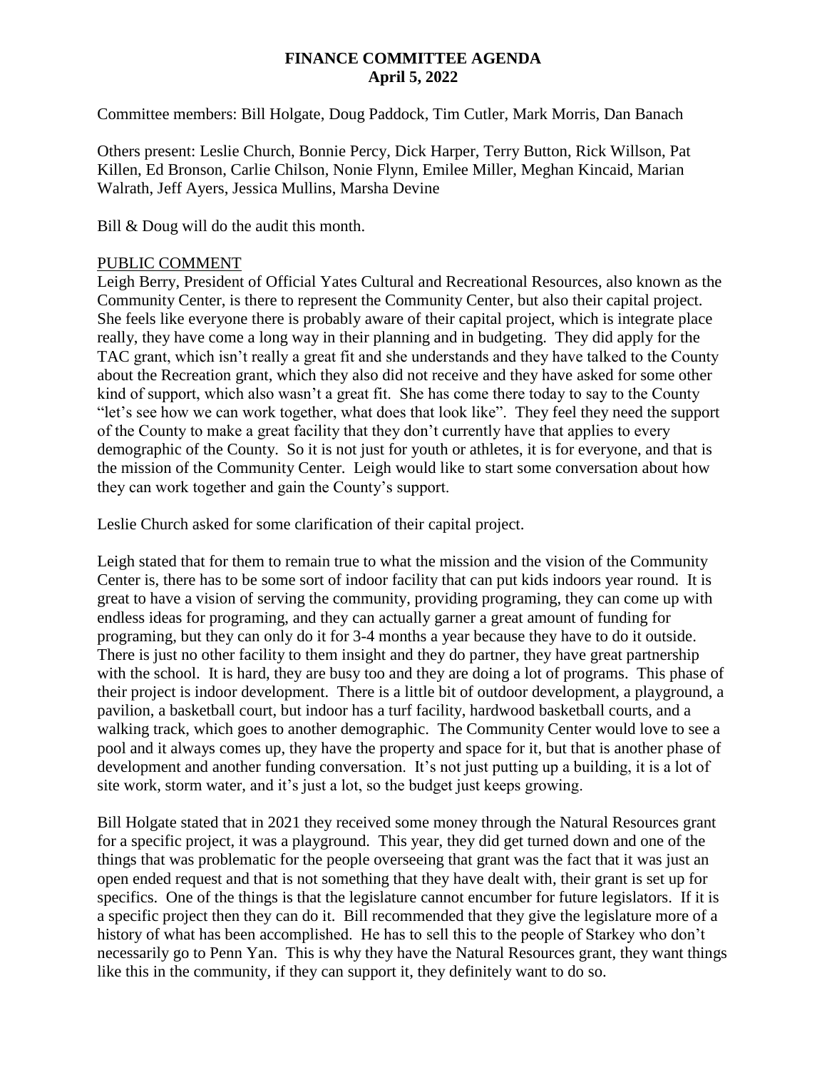# FINANCE COMMITTEE AGENDA
## April 5, 2022

Committee members: Bill Holgate, Doug Paddock, Tim Cutler, Mark Morris, Dan Banach

Others present: Leslie Church, Bonnie Percy, Dick Harper, Terry Button, Rick Willson, Pat Killen, Ed Bronson, Carlie Chilson, Nonie Flynn, Emilee Miller, Meghan Kincaid, Marian Walrath, Jeff Ayers, Jessica Mullins, Marsha Devine

Bill & Doug will do the audit this month.

PUBLIC COMMENT

Leigh Berry, President of Official Yates Cultural and Recreational Resources, also known as the Community Center, is there to represent the Community Center, but also their capital project. She feels like everyone there is probably aware of their capital project, which is integrate place really, they have come a long way in their planning and in budgeting. They did apply for the TAC grant, which isn't really a great fit and she understands and they have talked to the County about the Recreation grant, which they also did not receive and they have asked for some other kind of support, which also wasn't a great fit. She has come there today to say to the County "let's see how we can work together, what does that look like". They feel they need the support of the County to make a great facility that they don't currently have that applies to every demographic of the County. So it is not just for youth or athletes, it is for everyone, and that is the mission of the Community Center. Leigh would like to start some conversation about how they can work together and gain the County's support.

Leslie Church asked for some clarification of their capital project.

Leigh stated that for them to remain true to what the mission and the vision of the Community Center is, there has to be some sort of indoor facility that can put kids indoors year round. It is great to have a vision of serving the community, providing programing, they can come up with endless ideas for programing, and they can actually garner a great amount of funding for programing, but they can only do it for 3-4 months a year because they have to do it outside. There is just no other facility to them insight and they do partner, they have great partnership with the school. It is hard, they are busy too and they are doing a lot of programs. This phase of their project is indoor development. There is a little bit of outdoor development, a playground, a pavilion, a basketball court, but indoor has a turf facility, hardwood basketball courts, and a walking track, which goes to another demographic. The Community Center would love to see a pool and it always comes up, they have the property and space for it, but that is another phase of development and another funding conversation. It's not just putting up a building, it is a lot of site work, storm water, and it's just a lot, so the budget just keeps growing.

Bill Holgate stated that in 2021 they received some money through the Natural Resources grant for a specific project, it was a playground. This year, they did get turned down and one of the things that was problematic for the people overseeing that grant was the fact that it was just an open ended request and that is not something that they have dealt with, their grant is set up for specifics. One of the things is that the legislature cannot encumber for future legislators. If it is a specific project then they can do it. Bill recommended that they give the legislature more of a history of what has been accomplished. He has to sell this to the people of Starkey who don't necessarily go to Penn Yan. This is why they have the Natural Resources grant, they want things like this in the community, if they can support it, they definitely want to do so.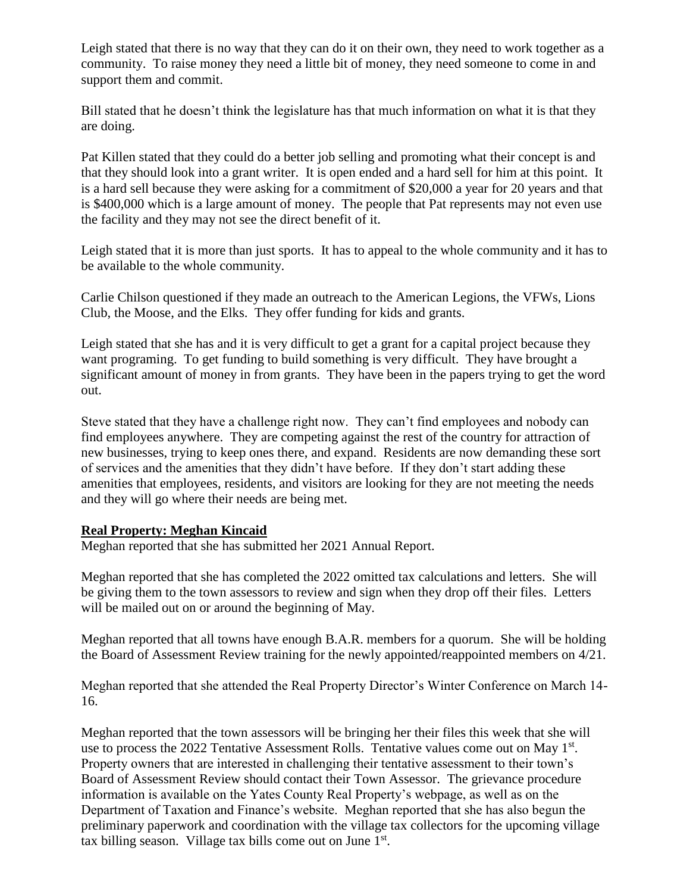Leigh stated that there is no way that they can do it on their own, they need to work together as a community. To raise money they need a little bit of money, they need someone to come in and support them and commit.

Bill stated that he doesn't think the legislature has that much information on what it is that they are doing.

Pat Killen stated that they could do a better job selling and promoting what their concept is and that they should look into a grant writer. It is open ended and a hard sell for him at this point. It is a hard sell because they were asking for a commitment of $20,000 a year for 20 years and that is $400,000 which is a large amount of money. The people that Pat represents may not even use the facility and they may not see the direct benefit of it.

Leigh stated that it is more than just sports. It has to appeal to the whole community and it has to be available to the whole community.

Carlie Chilson questioned if they made an outreach to the American Legions, the VFWs, Lions Club, the Moose, and the Elks. They offer funding for kids and grants.

Leigh stated that she has and it is very difficult to get a grant for a capital project because they want programing. To get funding to build something is very difficult. They have brought a significant amount of money in from grants. They have been in the papers trying to get the word out.

Steve stated that they have a challenge right now. They can't find employees and nobody can find employees anywhere. They are competing against the rest of the country for attraction of new businesses, trying to keep ones there, and expand. Residents are now demanding these sort of services and the amenities that they didn't have before. If they don't start adding these amenities that employees, residents, and visitors are looking for they are not meeting the needs and they will go where their needs are being met.

**Real Property: Meghan Kincaid**

Meghan reported that she has submitted her 2021 Annual Report.

Meghan reported that she has completed the 2022 omitted tax calculations and letters. She will be giving them to the town assessors to review and sign when they drop off their files. Letters will be mailed out on or around the beginning of May.

Meghan reported that all towns have enough B.A.R. members for a quorum. She will be holding the Board of Assessment Review training for the newly appointed/reappointed members on 4/21.

Meghan reported that she attended the Real Property Director's Winter Conference on March 14-16.

Meghan reported that the town assessors will be bringing her their files this week that she will use to process the 2022 Tentative Assessment Rolls. Tentative values come out on May 1st. Property owners that are interested in challenging their tentative assessment to their town's Board of Assessment Review should contact their Town Assessor. The grievance procedure information is available on the Yates County Real Property's webpage, as well as on the Department of Taxation and Finance's website. Meghan reported that she has also begun the preliminary paperwork and coordination with the village tax collectors for the upcoming village tax billing season. Village tax bills come out on June 1st.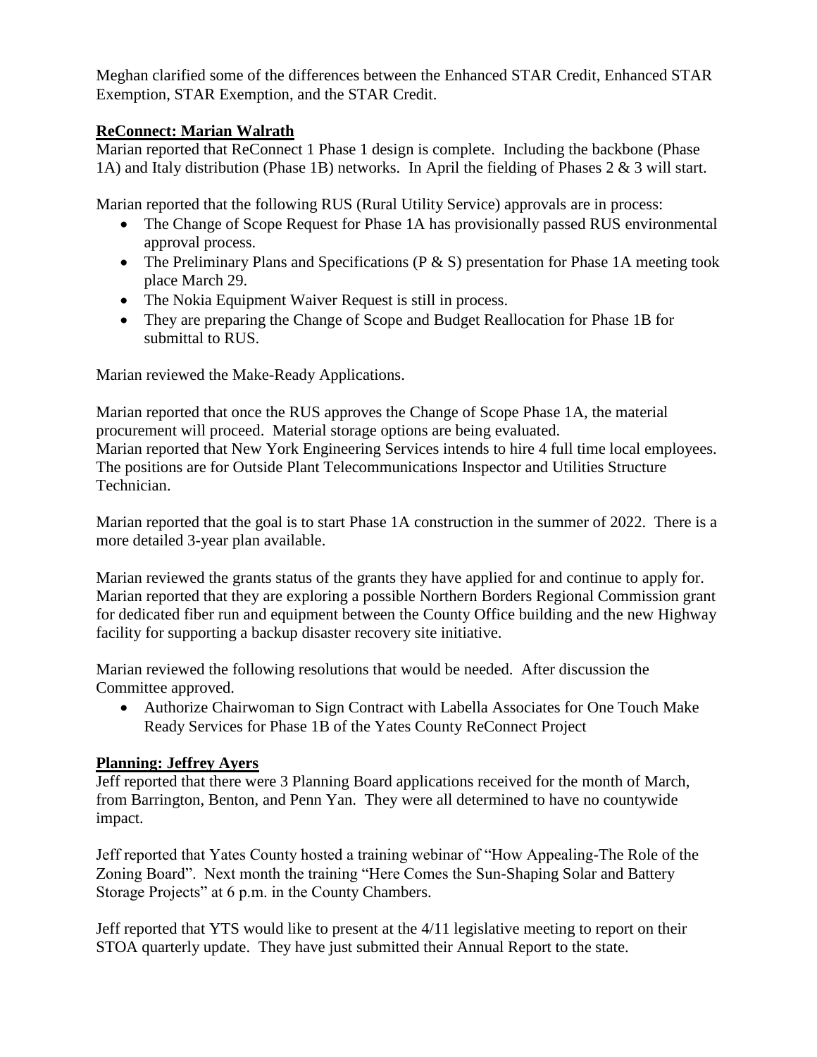Meghan clarified some of the differences between the Enhanced STAR Credit, Enhanced STAR Exemption, STAR Exemption, and the STAR Credit.

## **ReConnect: Marian Walrath**

Marian reported that ReConnect 1 Phase 1 design is complete. Including the backbone (Phase 1A) and Italy distribution (Phase 1B) networks. In April the fielding of Phases 2 & 3 will start.

Marian reported that the following RUS (Rural Utility Service) approvals are in process:

- The Change of Scope Request for Phase 1A has provisionally passed RUS environmental approval process.
- The Preliminary Plans and Specifications (P & S) presentation for Phase 1A meeting took place March 29.
- The Nokia Equipment Waiver Request is still in process.
- They are preparing the Change of Scope and Budget Reallocation for Phase 1B for submittal to RUS.

Marian reviewed the Make-Ready Applications.

Marian reported that once the RUS approves the Change of Scope Phase 1A, the material procurement will proceed. Material storage options are being evaluated.
Marian reported that New York Engineering Services intends to hire 4 full time local employees. The positions are for Outside Plant Telecommunications Inspector and Utilities Structure Technician.

Marian reported that the goal is to start Phase 1A construction in the summer of 2022. There is a more detailed 3-year plan available.

Marian reviewed the grants status of the grants they have applied for and continue to apply for. Marian reported that they are exploring a possible Northern Borders Regional Commission grant for dedicated fiber run and equipment between the County Office building and the new Highway facility for supporting a backup disaster recovery site initiative.

Marian reviewed the following resolutions that would be needed. After discussion the Committee approved.

- Authorize Chairwoman to Sign Contract with Labella Associates for One Touch Make Ready Services for Phase 1B of the Yates County ReConnect Project

## **Planning: Jeffrey Ayers**

Jeff reported that there were 3 Planning Board applications received for the month of March, from Barrington, Benton, and Penn Yan. They were all determined to have no countywide impact.

Jeff reported that Yates County hosted a training webinar of "How Appealing-The Role of the Zoning Board". Next month the training "Here Comes the Sun-Shaping Solar and Battery Storage Projects" at 6 p.m. in the County Chambers.

Jeff reported that YTS would like to present at the 4/11 legislative meeting to report on their STOA quarterly update. They have just submitted their Annual Report to the state.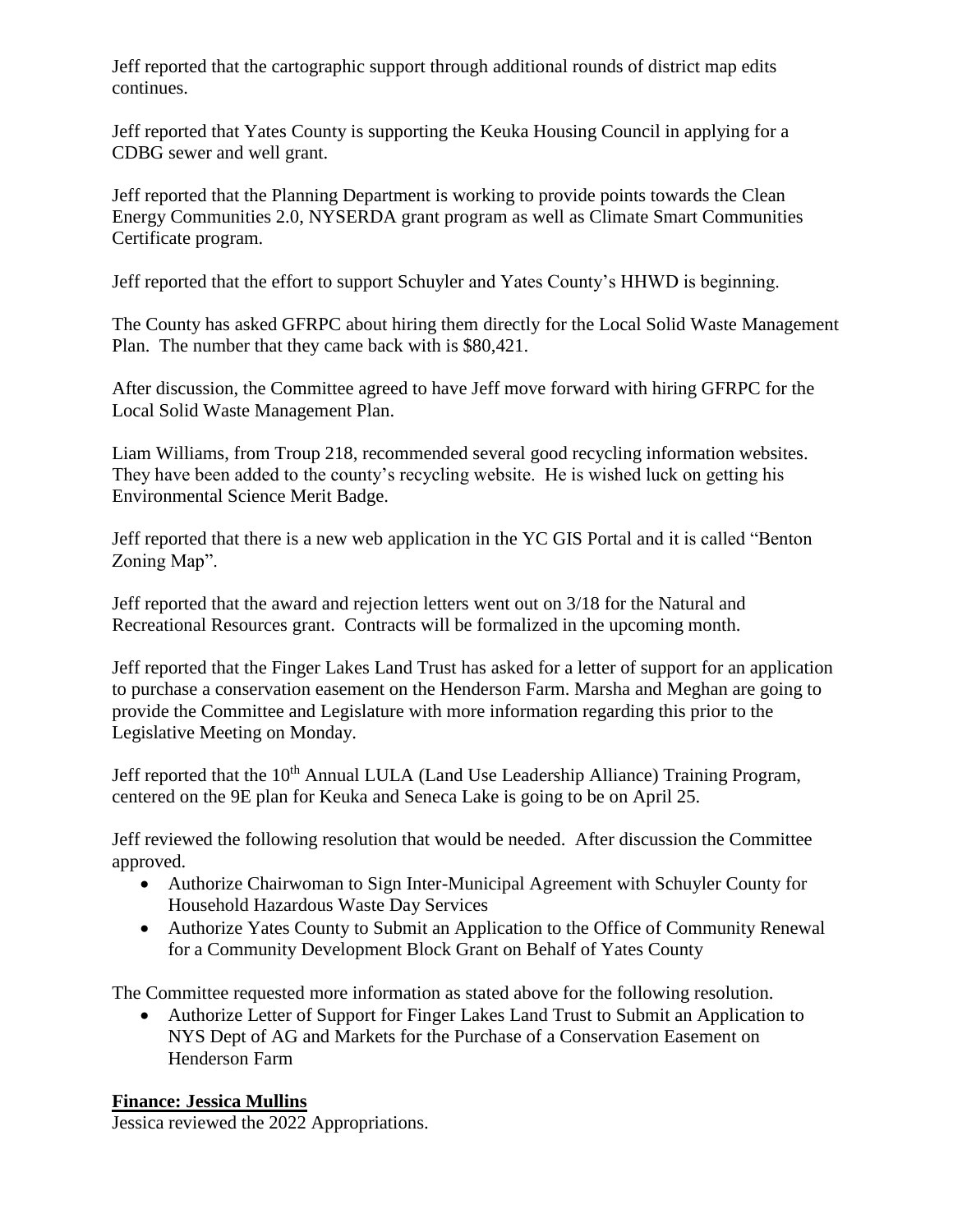Jeff reported that the cartographic support through additional rounds of district map edits continues.

Jeff reported that Yates County is supporting the Keuka Housing Council in applying for a CDBG sewer and well grant.

Jeff reported that the Planning Department is working to provide points towards the Clean Energy Communities 2.0, NYSERDA grant program as well as Climate Smart Communities Certificate program.

Jeff reported that the effort to support Schuyler and Yates County's HHWD is beginning.

The County has asked GFRPC about hiring them directly for the Local Solid Waste Management Plan. The number that they came back with is $80,421.

After discussion, the Committee agreed to have Jeff move forward with hiring GFRPC for the Local Solid Waste Management Plan.

Liam Williams, from Troup 218, recommended several good recycling information websites. They have been added to the county's recycling website. He is wished luck on getting his Environmental Science Merit Badge.

Jeff reported that there is a new web application in the YC GIS Portal and it is called "Benton Zoning Map".

Jeff reported that the award and rejection letters went out on 3/18 for the Natural and Recreational Resources grant. Contracts will be formalized in the upcoming month.

Jeff reported that the Finger Lakes Land Trust has asked for a letter of support for an application to purchase a conservation easement on the Henderson Farm. Marsha and Meghan are going to provide the Committee and Legislature with more information regarding this prior to the Legislative Meeting on Monday.

Jeff reported that the 10th Annual LULA (Land Use Leadership Alliance) Training Program, centered on the 9E plan for Keuka and Seneca Lake is going to be on April 25.

Jeff reviewed the following resolution that would be needed. After discussion the Committee approved.

- Authorize Chairwoman to Sign Inter-Municipal Agreement with Schuyler County for Household Hazardous Waste Day Services
- Authorize Yates County to Submit an Application to the Office of Community Renewal for a Community Development Block Grant on Behalf of Yates County

The Committee requested more information as stated above for the following resolution.

- Authorize Letter of Support for Finger Lakes Land Trust to Submit an Application to NYS Dept of AG and Markets for the Purchase of a Conservation Easement on Henderson Farm

**Finance: Jessica Mullins**

Jessica reviewed the 2022 Appropriations.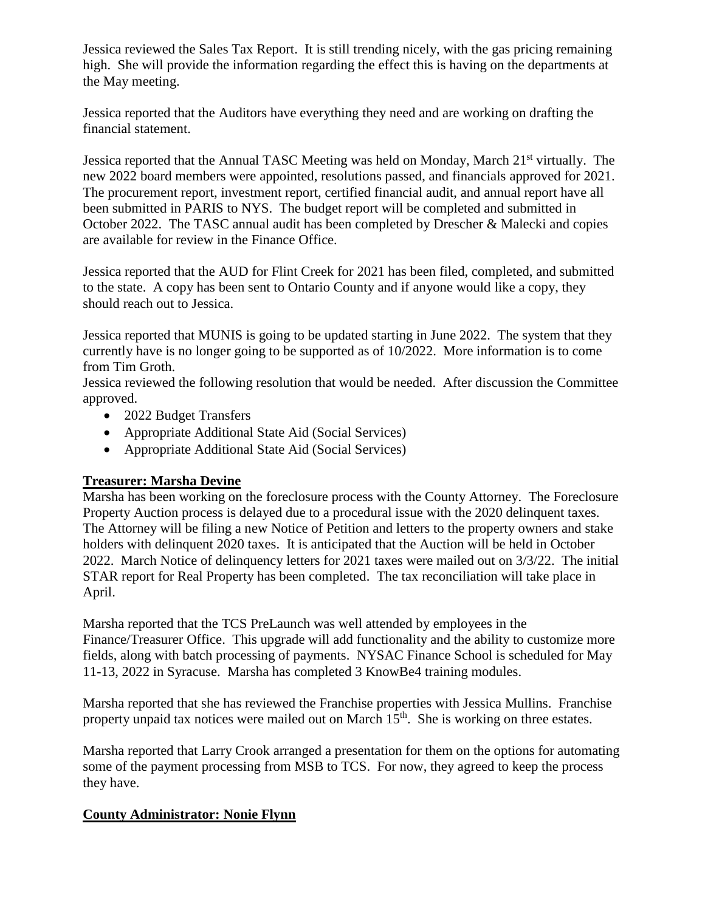Jessica reviewed the Sales Tax Report. It is still trending nicely, with the gas pricing remaining high. She will provide the information regarding the effect this is having on the departments at the May meeting.

Jessica reported that the Auditors have everything they need and are working on drafting the financial statement.

Jessica reported that the Annual TASC Meeting was held on Monday, March 21st virtually. The new 2022 board members were appointed, resolutions passed, and financials approved for 2021. The procurement report, investment report, certified financial audit, and annual report have all been submitted in PARIS to NYS. The budget report will be completed and submitted in October 2022. The TASC annual audit has been completed by Drescher & Malecki and copies are available for review in the Finance Office.

Jessica reported that the AUD for Flint Creek for 2021 has been filed, completed, and submitted to the state. A copy has been sent to Ontario County and if anyone would like a copy, they should reach out to Jessica.

Jessica reported that MUNIS is going to be updated starting in June 2022. The system that they currently have is no longer going to be supported as of 10/2022. More information is to come from Tim Groth.

Jessica reviewed the following resolution that would be needed. After discussion the Committee approved.

- 2022 Budget Transfers
- Appropriate Additional State Aid (Social Services)
- Appropriate Additional State Aid (Social Services)

## **Treasurer: Marsha Devine**

Marsha has been working on the foreclosure process with the County Attorney. The Foreclosure Property Auction process is delayed due to a procedural issue with the 2020 delinquent taxes. The Attorney will be filing a new Notice of Petition and letters to the property owners and stake holders with delinquent 2020 taxes. It is anticipated that the Auction will be held in October 2022. March Notice of delinquency letters for 2021 taxes were mailed out on 3/3/22. The initial STAR report for Real Property has been completed. The tax reconciliation will take place in April.

Marsha reported that the TCS PreLaunch was well attended by employees in the Finance/Treasurer Office. This upgrade will add functionality and the ability to customize more fields, along with batch processing of payments. NYSAC Finance School is scheduled for May 11-13, 2022 in Syracuse. Marsha has completed 3 KnowBe4 training modules.

Marsha reported that she has reviewed the Franchise properties with Jessica Mullins. Franchise property unpaid tax notices were mailed out on March 15th. She is working on three estates.

Marsha reported that Larry Crook arranged a presentation for them on the options for automating some of the payment processing from MSB to TCS. For now, they agreed to keep the process they have.

## **County Administrator: Nonie Flynn**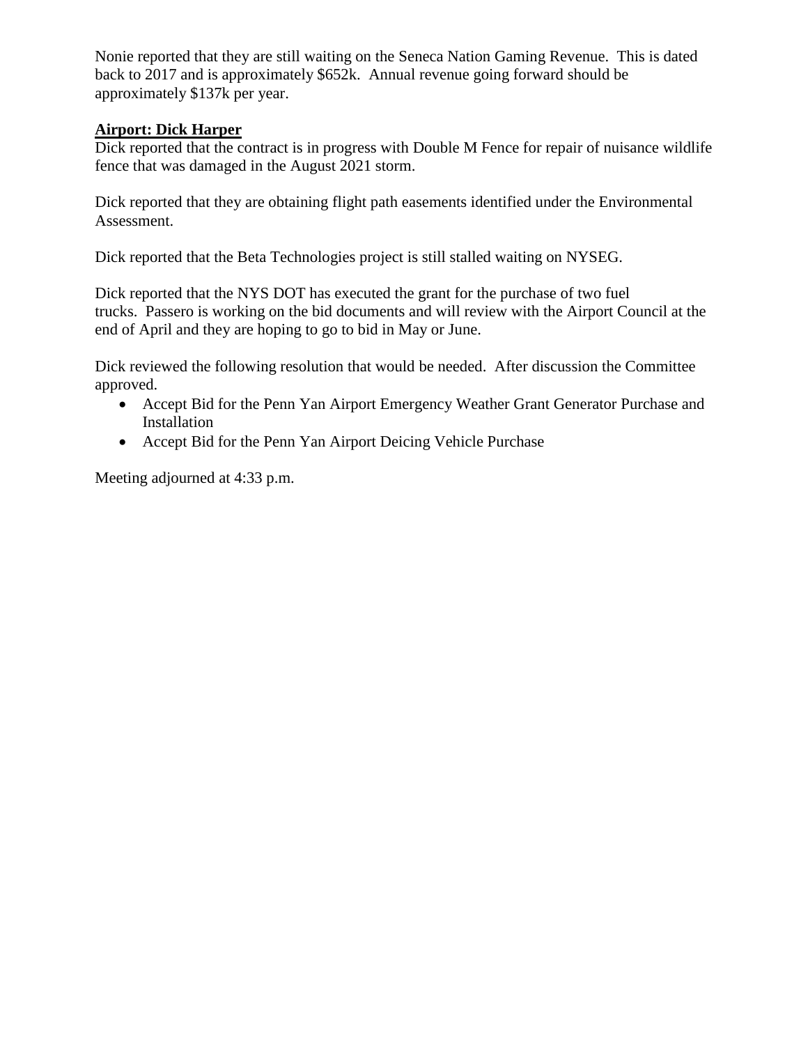Nonie reported that they are still waiting on the Seneca Nation Gaming Revenue. This is dated back to 2017 and is approximately $652k. Annual revenue going forward should be approximately $137k per year.

**Airport: Dick Harper**

Dick reported that the contract is in progress with Double M Fence for repair of nuisance wildlife fence that was damaged in the August 2021 storm.

Dick reported that they are obtaining flight path easements identified under the Environmental Assessment.

Dick reported that the Beta Technologies project is still stalled waiting on NYSEG.

Dick reported that the NYS DOT has executed the grant for the purchase of two fuel trucks. Passero is working on the bid documents and will review with the Airport Council at the end of April and they are hoping to go to bid in May or June.

Dick reviewed the following resolution that would be needed. After discussion the Committee approved.

- Accept Bid for the Penn Yan Airport Emergency Weather Grant Generator Purchase and Installation
- Accept Bid for the Penn Yan Airport Deicing Vehicle Purchase

Meeting adjourned at 4:33 p.m.